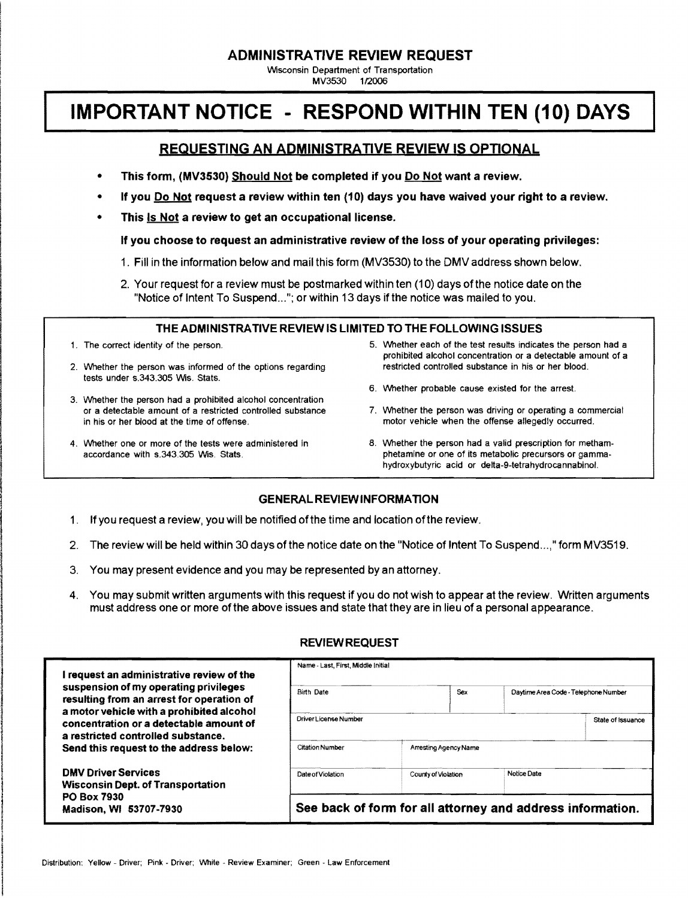# ADMINISTRATIVE REVIEW REQUEST

Wisconsin Department of Transportation
MV3530 1/2006

# IMPORTANT NOTICE - RESPOND WITHIN TEN (10) DAYS

## REQUESTING AN ADMINISTRATIVE REVIEW IS OPTIONAL

- **This form, (MV3530) Should Not be completed if you Do Not want a review.**
- **If you Do Not request a review within ten (10) days you have waived your right to a review.**
- **This Is Not a review to get an occupational license.**

**If you choose to request an administrative review of the loss of your operating privileges:**

1. Fill in the information below and mail this form (MV3530) to the DMV address shown below.
2. Your request for a review must be postmarked within ten (10) days of the notice date on the "Notice of Intent To Suspend..."; or within 13 days if the notice was mailed to you.

### THE ADMINISTRATIVE REVIEW IS LIMITED TO THE FOLLOWING ISSUES

1. The correct identity of the person.
2. Whether the person was informed of the options regarding tests under s.343.305 Wis. Stats.
3. Whether the person had a prohibited alcohol concentration or a detectable amount of a restricted controlled substance in his or her blood at the time of offense.
4. Whether one or more of the tests were administered in accordance with s.343.305 Wis. Stats.
5. Whether each of the test results indicates the person had a prohibited alcohol concentration or a detectable amount of a restricted controlled substance in his or her blood.
6. Whether probable cause existed for the arrest.
7. Whether the person was driving or operating a commercial motor vehicle when the offense allegedly occurred.
8. Whether the person had a valid prescription for methamphetamine or one of its metabolic precursors or gamma-hydroxybutyric acid or delta-9-tetrahydrocannabinol.

### GENERAL REVIEW INFORMATION

1. If you request a review, you will be notified of the time and location of the review.
2. The review will be held within 30 days of the notice date on the "Notice of Intent To Suspend...," form MV3519.
3. You may present evidence and you may be represented by an attorney.
4. You may submit written arguments with this request if you do not wish to appear at the review. Written arguments must address one or more of the above issues and state that they are in lieu of a personal appearance.

### REVIEW REQUEST

**I request an administrative review of the suspension of my operating privileges resulting from an arrest for operation of a motor vehicle with a prohibited alcohol concentration or a detectable amount of a restricted controlled substance. Send this request to the address below:**

**DMV Driver Services**
**Wisconsin Dept. of Transportation**
**PO Box 7930**
**Madison, WI 53707-7930**

| Name - Last, First, Middle Initial | | |
|---|---|---|
| Birth Date | Sex | Daytime Area Code - Telephone Number |
| Driver License Number | | State of Issuance |
| Citation Number | Arresting Agency Name | |
| Date of Violation | County of Violation | Notice Date |

**See back of form for all attorney and address information.**

Distribution: Yellow - Driver; Pink - Driver; White - Review Examiner; Green - Law Enforcement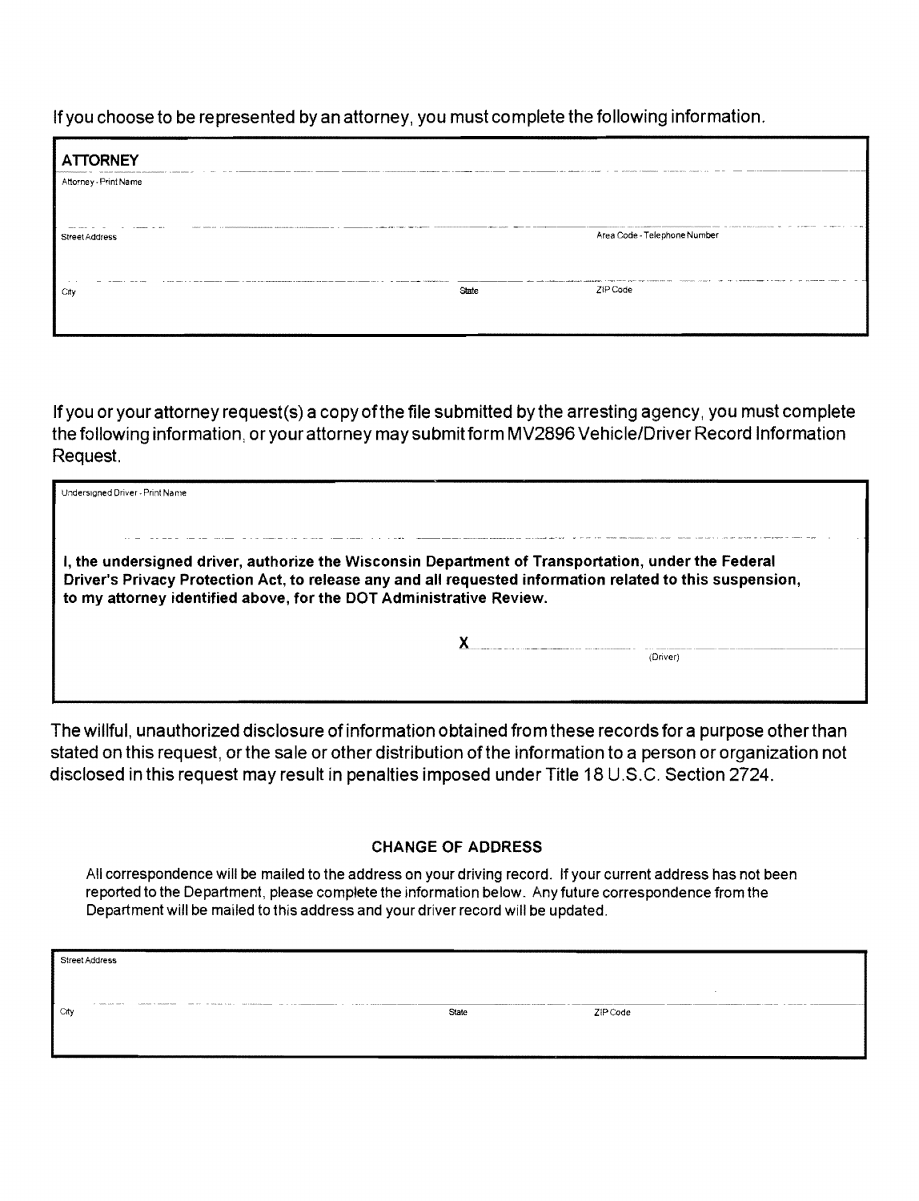If you choose to be represented by an attorney, you must complete the following information.

**ATTORNEY**

| | | |
|---|---|---|
| Attorney - Print Name | | |
| Street Address | | Area Code - Telephone Number |
| City | State | ZIP Code |

If you or your attorney request(s) a copy of the file submitted by the arresting agency, you must complete the following information, or your attorney may submit form MV2896 Vehicle/Driver Record Information Request.

Undersigned Driver - Print Name

**I, the undersigned driver, authorize the Wisconsin Department of Transportation, under the Federal Driver's Privacy Protection Act, to release any and all requested information related to this suspension, to my attorney identified above, for the DOT Administrative Review.**

X ______________________________ (Driver)

The willful, unauthorized disclosure of information obtained from these records for a purpose other than stated on this request, or the sale or other distribution of the information to a person or organization not disclosed in this request may result in penalties imposed under Title 18 U.S.C. Section 2724.

**CHANGE OF ADDRESS**

All correspondence will be mailed to the address on your driving record. If your current address has not been reported to the Department, please complete the information below. Any future correspondence from the Department will be mailed to this address and your driver record will be updated.

| | | |
|---|---|---|
| Street Address | | |
| City | State | ZIP Code |